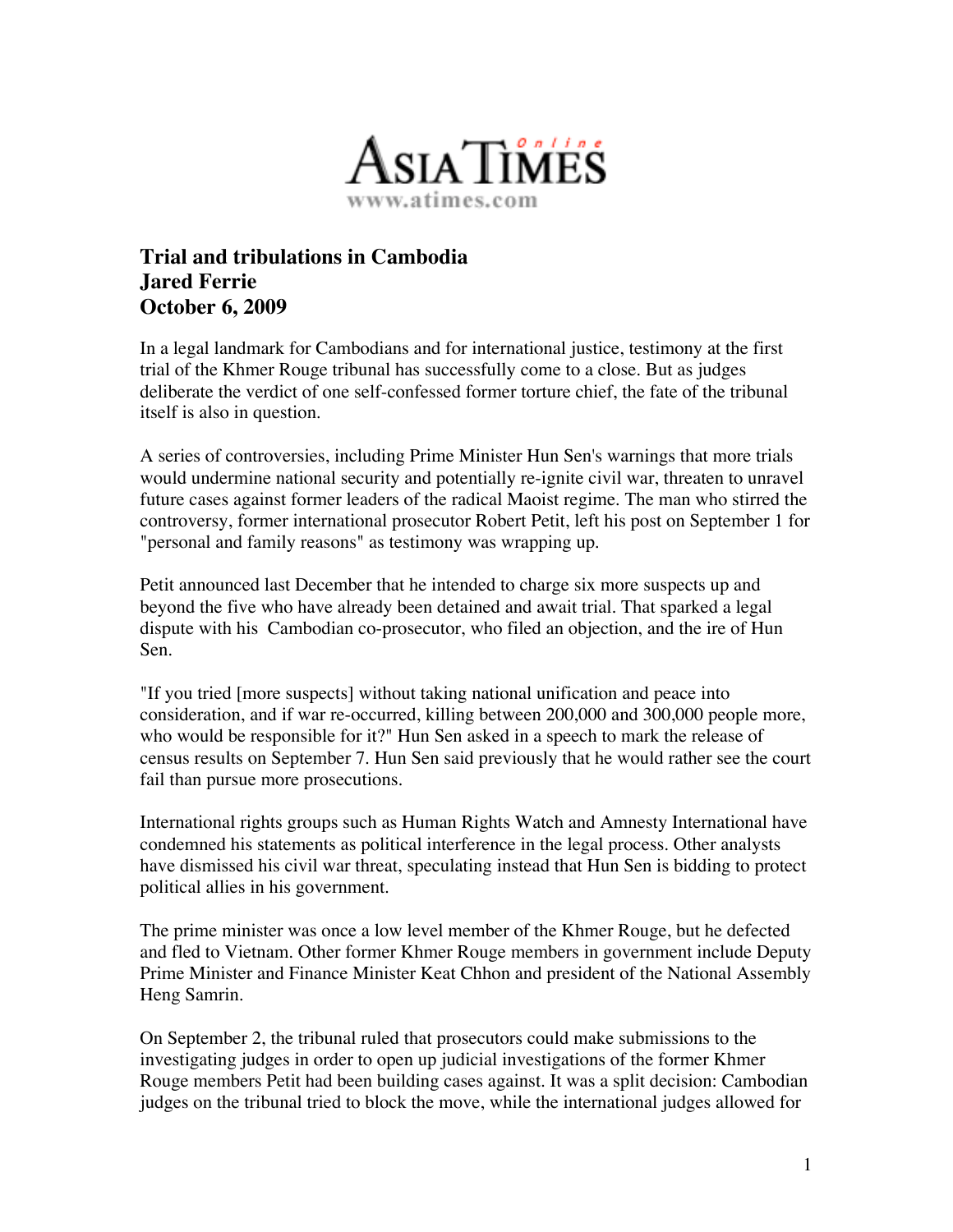**Asia Times Online**

**www.atimes.com**

# Trial and tribulations in Cambodia

**Jared Ferrie**

**October 6, 2009**

In a legal landmark for Cambodians and for international justice, testimony at the first trial of the Khmer Rouge tribunal has successfully come to a close. But as judges deliberate the verdict of one self-confessed former torture chief, the fate of the tribunal itself is also in question.

A series of controversies, including Prime Minister Hun Sen's warnings that more trials would undermine national security and potentially re-ignite civil war, threaten to unravel future cases against former leaders of the radical Maoist regime. The man who stirred the controversy, former international prosecutor Robert Petit, left his post on September 1 for "personal and family reasons" as testimony was wrapping up.

Petit announced last December that he intended to charge six more suspects up and beyond the five who have already been detained and await trial. That sparked a legal dispute with his Cambodian co-prosecutor, who filed an objection, and the ire of Hun Sen.

"If you tried [more suspects] without taking national unification and peace into consideration, and if war re-occurred, killing between 200,000 and 300,000 people more, who would be responsible for it?" Hun Sen asked in a speech to mark the release of census results on September 7. Hun Sen said previously that he would rather see the court fail than pursue more prosecutions.

International rights groups such as Human Rights Watch and Amnesty International have condemned his statements as political interference in the legal process. Other analysts have dismissed his civil war threat, speculating instead that Hun Sen is bidding to protect political allies in his government.

The prime minister was once a low level member of the Khmer Rouge, but he defected and fled to Vietnam. Other former Khmer Rouge members in government include Deputy Prime Minister and Finance Minister Keat Chhon and president of the National Assembly Heng Samrin.

On September 2, the tribunal ruled that prosecutors could make submissions to the investigating judges in order to open up judicial investigations of the former Khmer Rouge members Petit had been building cases against. It was a split decision: Cambodian judges on the tribunal tried to block the move, while the international judges allowed for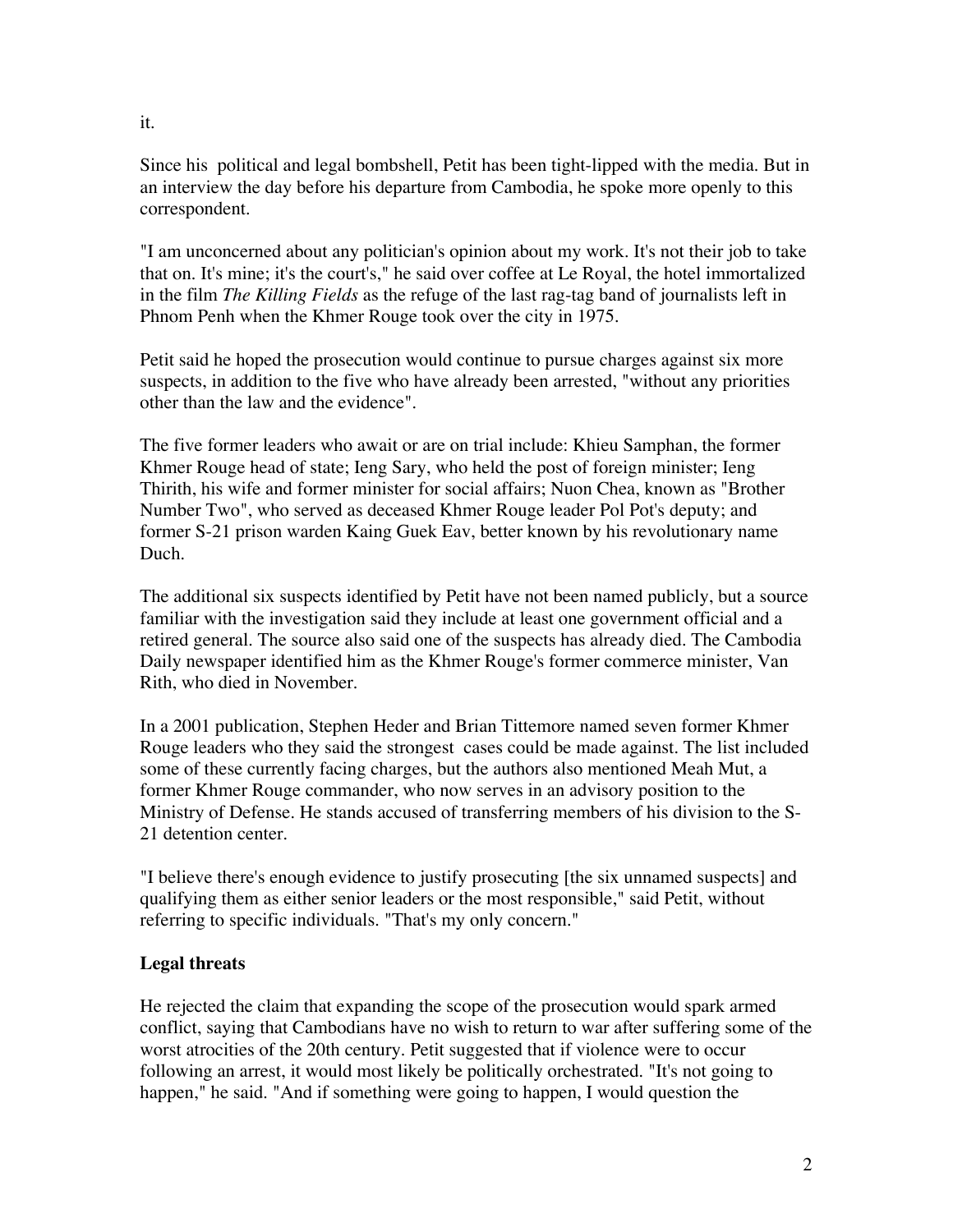it.

Since his  political and legal bombshell, Petit has been tight-lipped with the media. But in an interview the day before his departure from Cambodia, he spoke more openly to this correspondent.

"I am unconcerned about any politician's opinion about my work. It's not their job to take that on. It's mine; it's the court's," he said over coffee at Le Royal, the hotel immortalized in the film *The Killing Fields* as the refuge of the last rag-tag band of journalists left in Phnom Penh when the Khmer Rouge took over the city in 1975.

Petit said he hoped the prosecution would continue to pursue charges against six more suspects, in addition to the five who have already been arrested, "without any priorities other than the law and the evidence".

The five former leaders who await or are on trial include: Khieu Samphan, the former Khmer Rouge head of state; Ieng Sary, who held the post of foreign minister; Ieng Thirith, his wife and former minister for social affairs; Nuon Chea, known as "Brother Number Two", who served as deceased Khmer Rouge leader Pol Pot's deputy; and former S-21 prison warden Kaing Guek Eav, better known by his revolutionary name Duch.

The additional six suspects identified by Petit have not been named publicly, but a source familiar with the investigation said they include at least one government official and a retired general. The source also said one of the suspects has already died. The Cambodia Daily newspaper identified him as the Khmer Rouge's former commerce minister, Van Rith, who died in November.

In a 2001 publication, Stephen Heder and Brian Tittemore named seven former Khmer Rouge leaders who they said the strongest  cases could be made against. The list included some of these currently facing charges, but the authors also mentioned Meah Mut, a former Khmer Rouge commander, who now serves in an advisory position to the Ministry of Defense. He stands accused of transferring members of his division to the S-21 detention center.

"I believe there's enough evidence to justify prosecuting [the six unnamed suspects] and qualifying them as either senior leaders or the most responsible," said Petit, without referring to specific individuals. "That's my only concern."

**Legal threats**

He rejected the claim that expanding the scope of the prosecution would spark armed conflict, saying that Cambodians have no wish to return to war after suffering some of the worst atrocities of the 20th century. Petit suggested that if violence were to occur following an arrest, it would most likely be politically orchestrated. "It's not going to happen," he said. "And if something were going to happen, I would question the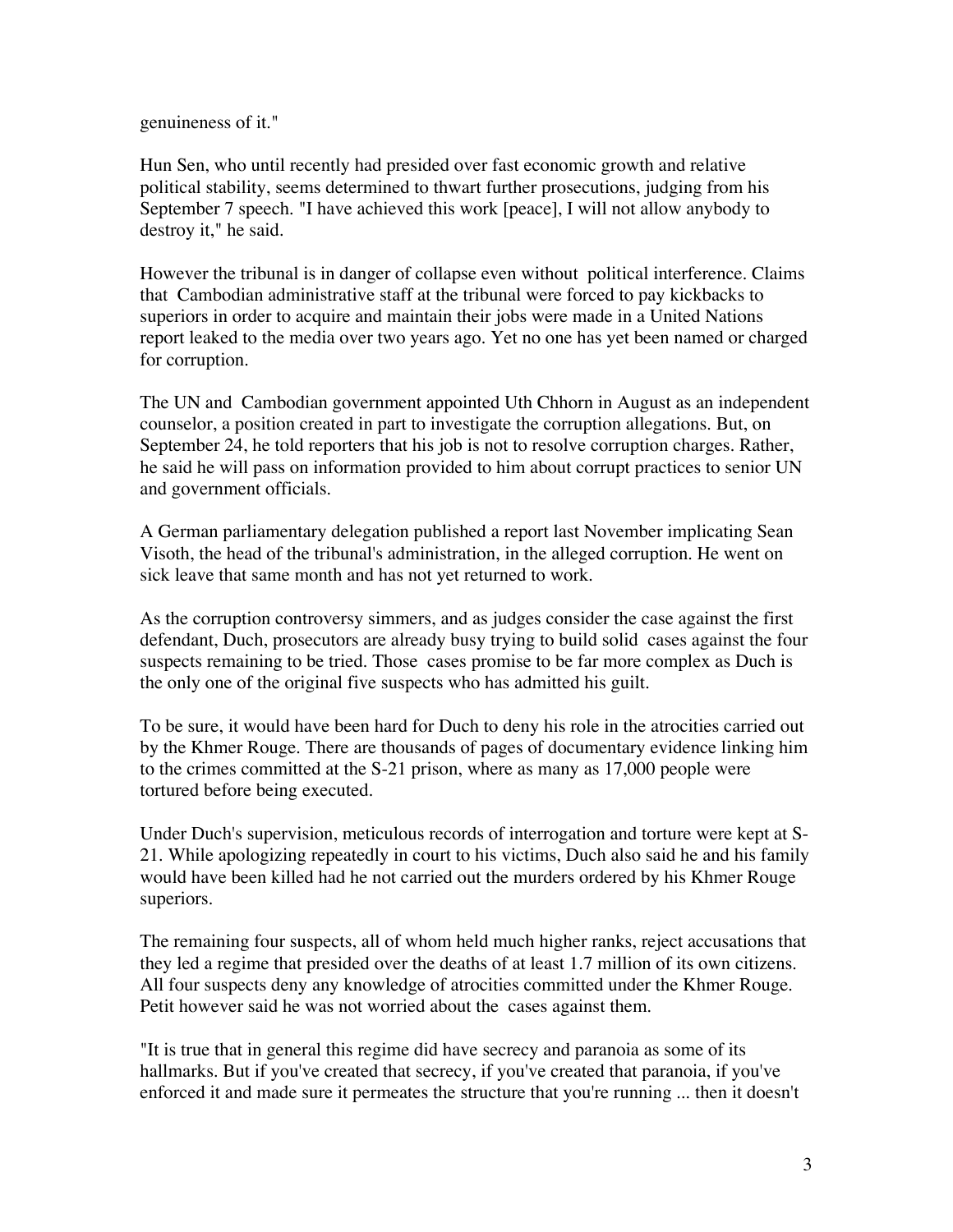genuineness of it."

Hun Sen, who until recently had presided over fast economic growth and relative political stability, seems determined to thwart further prosecutions, judging from his September 7 speech. "I have achieved this work [peace], I will not allow anybody to destroy it," he said.

However the tribunal is in danger of collapse even without political interference. Claims that Cambodian administrative staff at the tribunal were forced to pay kickbacks to superiors in order to acquire and maintain their jobs were made in a United Nations report leaked to the media over two years ago. Yet no one has yet been named or charged for corruption.

The UN and Cambodian government appointed Uth Chhorn in August as an independent counselor, a position created in part to investigate the corruption allegations. But, on September 24, he told reporters that his job is not to resolve corruption charges. Rather, he said he will pass on information provided to him about corrupt practices to senior UN and government officials.

A German parliamentary delegation published a report last November implicating Sean Visoth, the head of the tribunal's administration, in the alleged corruption. He went on sick leave that same month and has not yet returned to work.

As the corruption controversy simmers, and as judges consider the case against the first defendant, Duch, prosecutors are already busy trying to build solid cases against the four suspects remaining to be tried. Those cases promise to be far more complex as Duch is the only one of the original five suspects who has admitted his guilt.

To be sure, it would have been hard for Duch to deny his role in the atrocities carried out by the Khmer Rouge. There are thousands of pages of documentary evidence linking him to the crimes committed at the S-21 prison, where as many as 17,000 people were tortured before being executed.

Under Duch's supervision, meticulous records of interrogation and torture were kept at S-21. While apologizing repeatedly in court to his victims, Duch also said he and his family would have been killed had he not carried out the murders ordered by his Khmer Rouge superiors.

The remaining four suspects, all of whom held much higher ranks, reject accusations that they led a regime that presided over the deaths of at least 1.7 million of its own citizens. All four suspects deny any knowledge of atrocities committed under the Khmer Rouge. Petit however said he was not worried about the cases against them.

"It is true that in general this regime did have secrecy and paranoia as some of its hallmarks. But if you've created that secrecy, if you've created that paranoia, if you've enforced it and made sure it permeates the structure that you're running ... then it doesn't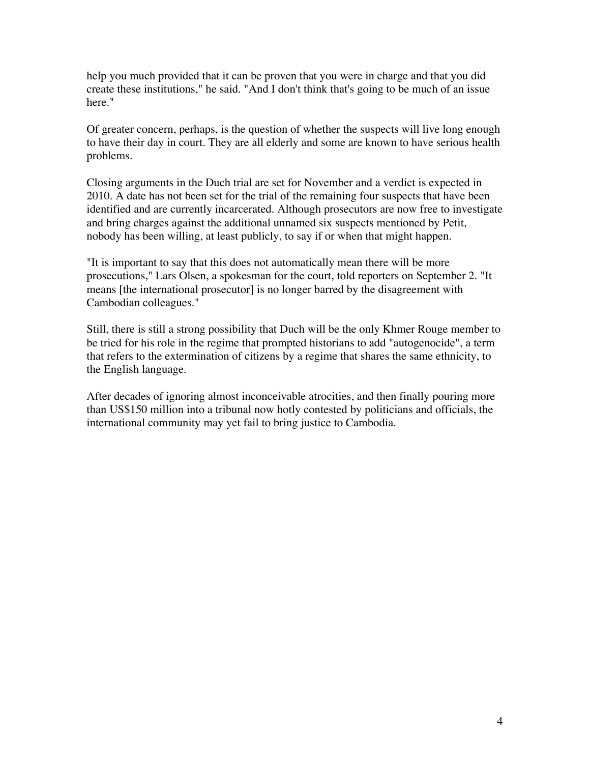help you much provided that it can be proven that you were in charge and that you did create these institutions," he said. "And I don't think that's going to be much of an issue here."

Of greater concern, perhaps, is the question of whether the suspects will live long enough to have their day in court. They are all elderly and some are known to have serious health problems.

Closing arguments in the Duch trial are set for November and a verdict is expected in 2010. A date has not been set for the trial of the remaining four suspects that have been identified and are currently incarcerated. Although prosecutors are now free to investigate and bring charges against the additional unnamed six suspects mentioned by Petit, nobody has been willing, at least publicly, to say if or when that might happen.

"It is important to say that this does not automatically mean there will be more prosecutions," Lars Olsen, a spokesman for the court, told reporters on September 2. "It means [the international prosecutor] is no longer barred by the disagreement with Cambodian colleagues."

Still, there is still a strong possibility that Duch will be the only Khmer Rouge member to be tried for his role in the regime that prompted historians to add "autogenocide", a term that refers to the extermination of citizens by a regime that shares the same ethnicity, to the English language.

After decades of ignoring almost inconceivable atrocities, and then finally pouring more than US$150 million into a tribunal now hotly contested by politicians and officials, the international community may yet fail to bring justice to Cambodia.